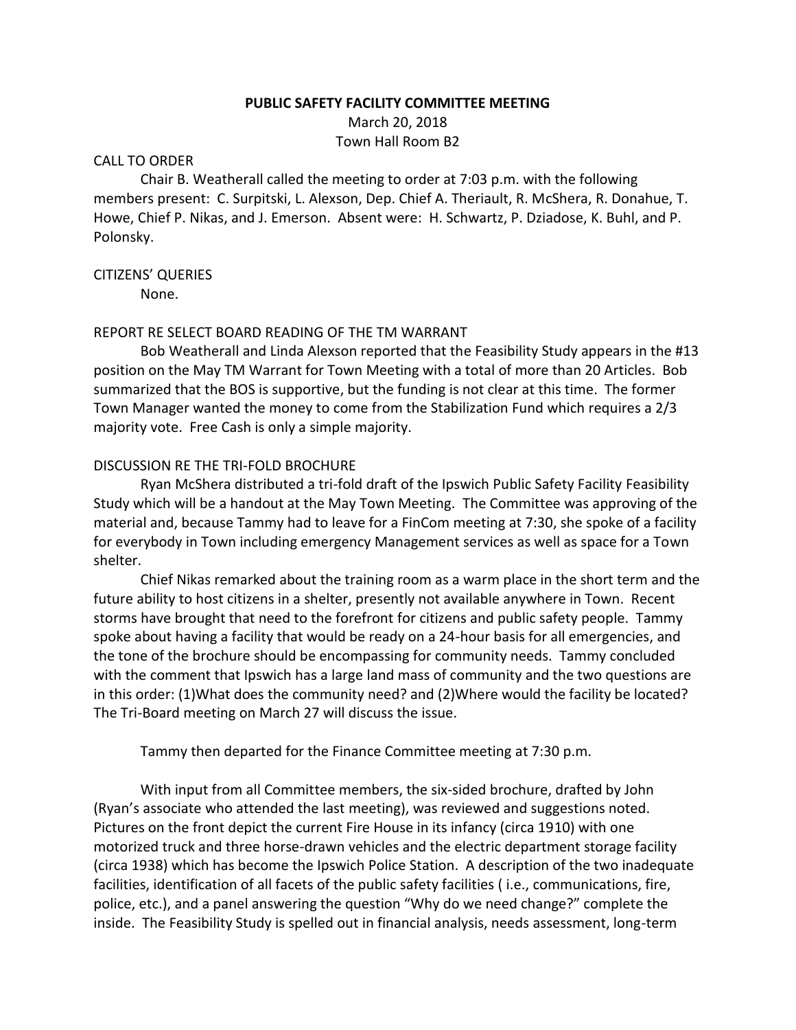# PUBLIC SAFETY FACILITY COMMITTEE MEETING

March 20, 2018

Town Hall Room B2

## CALL TO ORDER

Chair B. Weatherall called the meeting to order at 7:03 p.m. with the following members present: C. Surpitski, L. Alexson, Dep. Chief A. Theriault, R. McShera, R. Donahue, T. Howe, Chief P. Nikas, and J. Emerson. Absent were: H. Schwartz, P. Dziadose, K. Buhl, and P. Polonsky.

## CITIZENS' QUERIES

None.

## REPORT RE SELECT BOARD READING OF THE TM WARRANT

Bob Weatherall and Linda Alexson reported that the Feasibility Study appears in the #13 position on the May TM Warrant for Town Meeting with a total of more than 20 Articles. Bob summarized that the BOS is supportive, but the funding is not clear at this time. The former Town Manager wanted the money to come from the Stabilization Fund which requires a 2/3 majority vote. Free Cash is only a simple majority.

## DISCUSSION RE THE TRI-FOLD BROCHURE

Ryan McShera distributed a tri-fold draft of the Ipswich Public Safety Facility Feasibility Study which will be a handout at the May Town Meeting. The Committee was approving of the material and, because Tammy had to leave for a FinCom meeting at 7:30, she spoke of a facility for everybody in Town including emergency Management services as well as space for a Town shelter.

Chief Nikas remarked about the training room as a warm place in the short term and the future ability to host citizens in a shelter, presently not available anywhere in Town. Recent storms have brought that need to the forefront for citizens and public safety people. Tammy spoke about having a facility that would be ready on a 24-hour basis for all emergencies, and the tone of the brochure should be encompassing for community needs. Tammy concluded with the comment that Ipswich has a large land mass of community and the two questions are in this order: (1)What does the community need? and (2)Where would the facility be located? The Tri-Board meeting on March 27 will discuss the issue.

Tammy then departed for the Finance Committee meeting at 7:30 p.m.

With input from all Committee members, the six-sided brochure, drafted by John (Ryan's associate who attended the last meeting), was reviewed and suggestions noted. Pictures on the front depict the current Fire House in its infancy (circa 1910) with one motorized truck and three horse-drawn vehicles and the electric department storage facility (circa 1938) which has become the Ipswich Police Station. A description of the two inadequate facilities, identification of all facets of the public safety facilities ( i.e., communications, fire, police, etc.), and a panel answering the question "Why do we need change?" complete the inside. The Feasibility Study is spelled out in financial analysis, needs assessment, long-term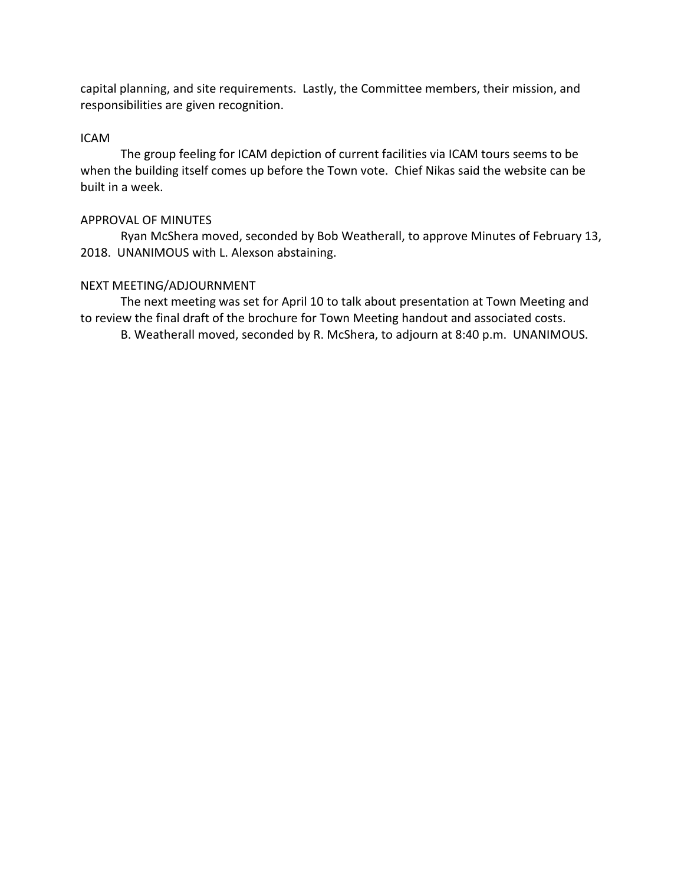capital planning, and site requirements. Lastly, the Committee members, their mission, and responsibilities are given recognition.

ICAM

The group feeling for ICAM depiction of current facilities via ICAM tours seems to be when the building itself comes up before the Town vote. Chief Nikas said the website can be built in a week.

APPROVAL OF MINUTES

Ryan McShera moved, seconded by Bob Weatherall, to approve Minutes of February 13, 2018. UNANIMOUS with L. Alexson abstaining.

NEXT MEETING/ADJOURNMENT

The next meeting was set for April 10 to talk about presentation at Town Meeting and to review the final draft of the brochure for Town Meeting handout and associated costs.

B. Weatherall moved, seconded by R. McShera, to adjourn at 8:40 p.m. UNANIMOUS.